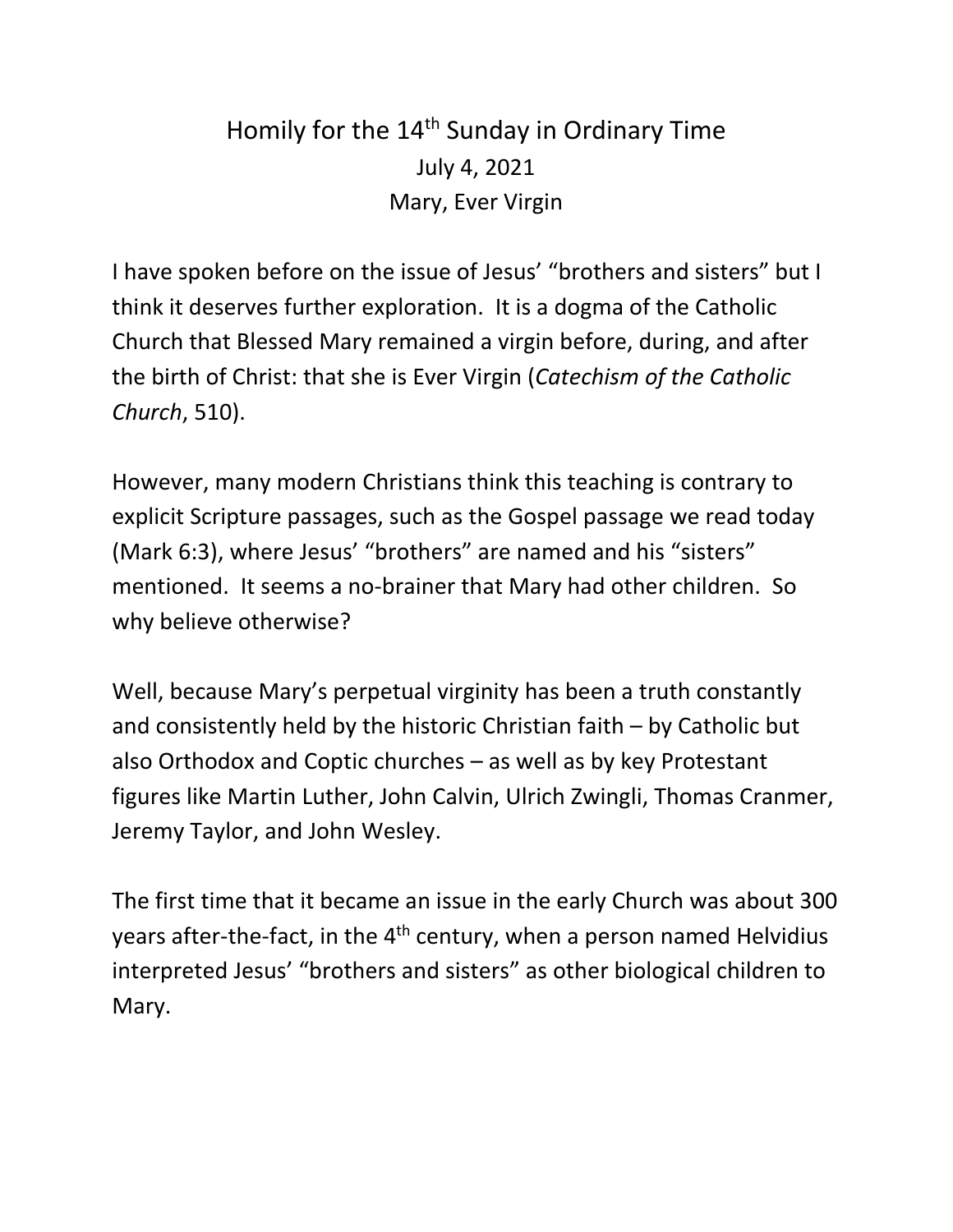# Homily for the 14th Sunday in Ordinary Time

July 4, 2021

Mary, Ever Virgin

I have spoken before on the issue of Jesus' "brothers and sisters" but I think it deserves further exploration. It is a dogma of the Catholic Church that Blessed Mary remained a virgin before, during, and after the birth of Christ: that she is Ever Virgin (*Catechism of the Catholic Church*, 510).

However, many modern Christians think this teaching is contrary to explicit Scripture passages, such as the Gospel passage we read today (Mark 6:3), where Jesus' "brothers" are named and his "sisters" mentioned. It seems a no-brainer that Mary had other children. So why believe otherwise?

Well, because Mary's perpetual virginity has been a truth constantly and consistently held by the historic Christian faith – by Catholic but also Orthodox and Coptic churches – as well as by key Protestant figures like Martin Luther, John Calvin, Ulrich Zwingli, Thomas Cranmer, Jeremy Taylor, and John Wesley.

The first time that it became an issue in the early Church was about 300 years after-the-fact, in the 4th century, when a person named Helvidius interpreted Jesus' "brothers and sisters" as other biological children to Mary.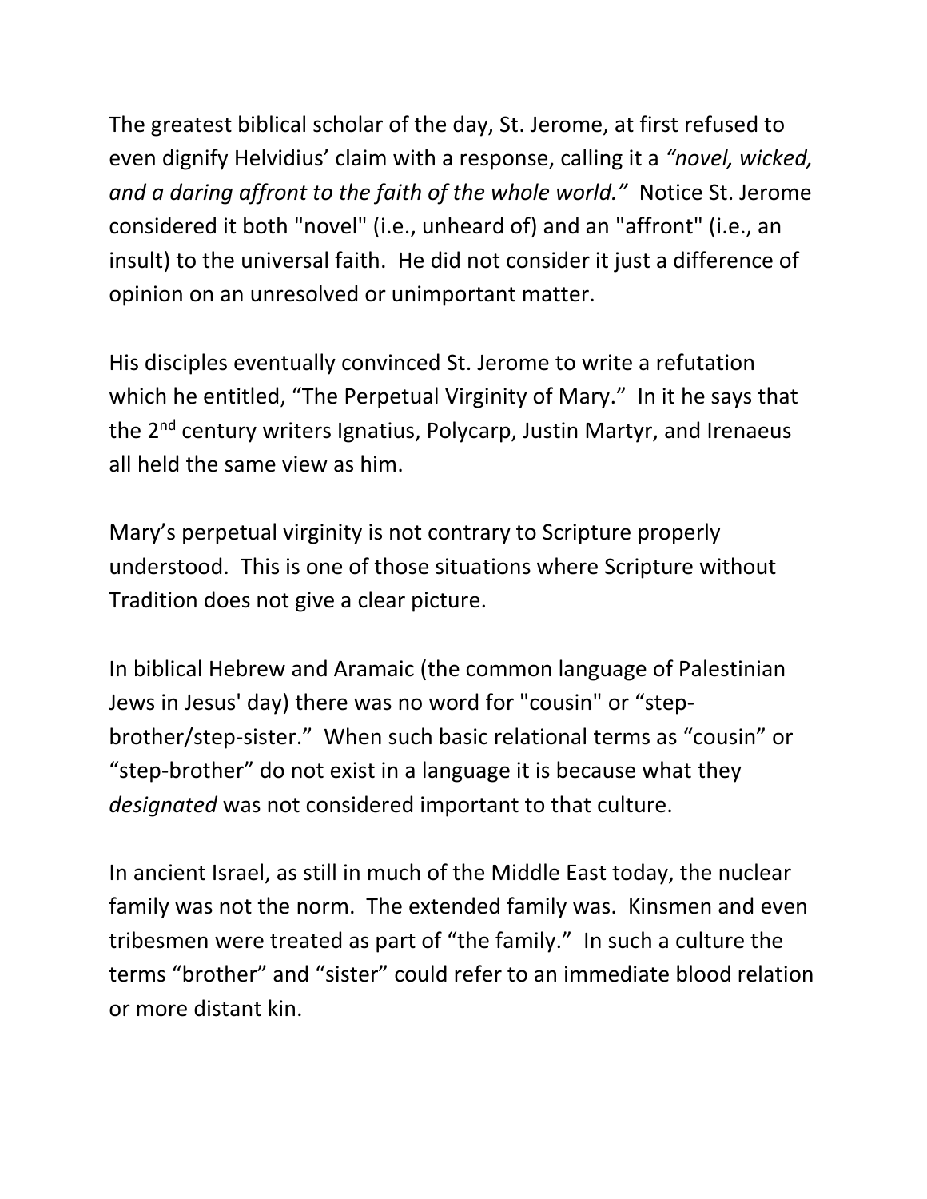The greatest biblical scholar of the day, St. Jerome, at first refused to even dignify Helvidius' claim with a response, calling it a *"novel, wicked, and a daring affront to the faith of the whole world."* Notice St. Jerome considered it both "novel" (i.e., unheard of) and an "affront" (i.e., an insult) to the universal faith. He did not consider it just a difference of opinion on an unresolved or unimportant matter.

His disciples eventually convinced St. Jerome to write a refutation which he entitled, "The Perpetual Virginity of Mary." In it he says that the 2nd century writers Ignatius, Polycarp, Justin Martyr, and Irenaeus all held the same view as him.

Mary's perpetual virginity is not contrary to Scripture properly understood. This is one of those situations where Scripture without Tradition does not give a clear picture.

In biblical Hebrew and Aramaic (the common language of Palestinian Jews in Jesus' day) there was no word for "cousin" or "step-brother/step-sister." When such basic relational terms as "cousin" or "step-brother" do not exist in a language it is because what they *designated* was not considered important to that culture.

In ancient Israel, as still in much of the Middle East today, the nuclear family was not the norm. The extended family was. Kinsmen and even tribesmen were treated as part of "the family." In such a culture the terms "brother" and "sister" could refer to an immediate blood relation or more distant kin.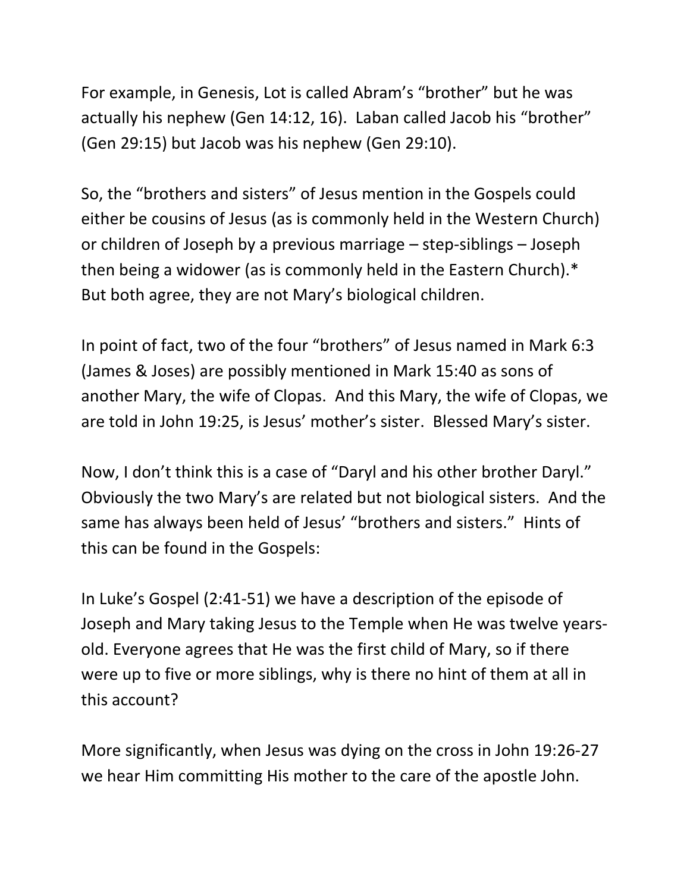For example, in Genesis, Lot is called Abram's "brother" but he was actually his nephew (Gen 14:12, 16). Laban called Jacob his "brother" (Gen 29:15) but Jacob was his nephew (Gen 29:10).

So, the "brothers and sisters" of Jesus mention in the Gospels could either be cousins of Jesus (as is commonly held in the Western Church) or children of Joseph by a previous marriage – step-siblings – Joseph then being a widower (as is commonly held in the Eastern Church).* But both agree, they are not Mary's biological children.

In point of fact, two of the four "brothers" of Jesus named in Mark 6:3 (James & Joses) are possibly mentioned in Mark 15:40 as sons of another Mary, the wife of Clopas. And this Mary, the wife of Clopas, we are told in John 19:25, is Jesus' mother's sister. Blessed Mary's sister.

Now, I don't think this is a case of "Daryl and his other brother Daryl." Obviously the two Mary's are related but not biological sisters. And the same has always been held of Jesus' "brothers and sisters." Hints of this can be found in the Gospels:

In Luke's Gospel (2:41-51) we have a description of the episode of Joseph and Mary taking Jesus to the Temple when He was twelve years-old. Everyone agrees that He was the first child of Mary, so if there were up to five or more siblings, why is there no hint of them at all in this account?

More significantly, when Jesus was dying on the cross in John 19:26-27 we hear Him committing His mother to the care of the apostle John.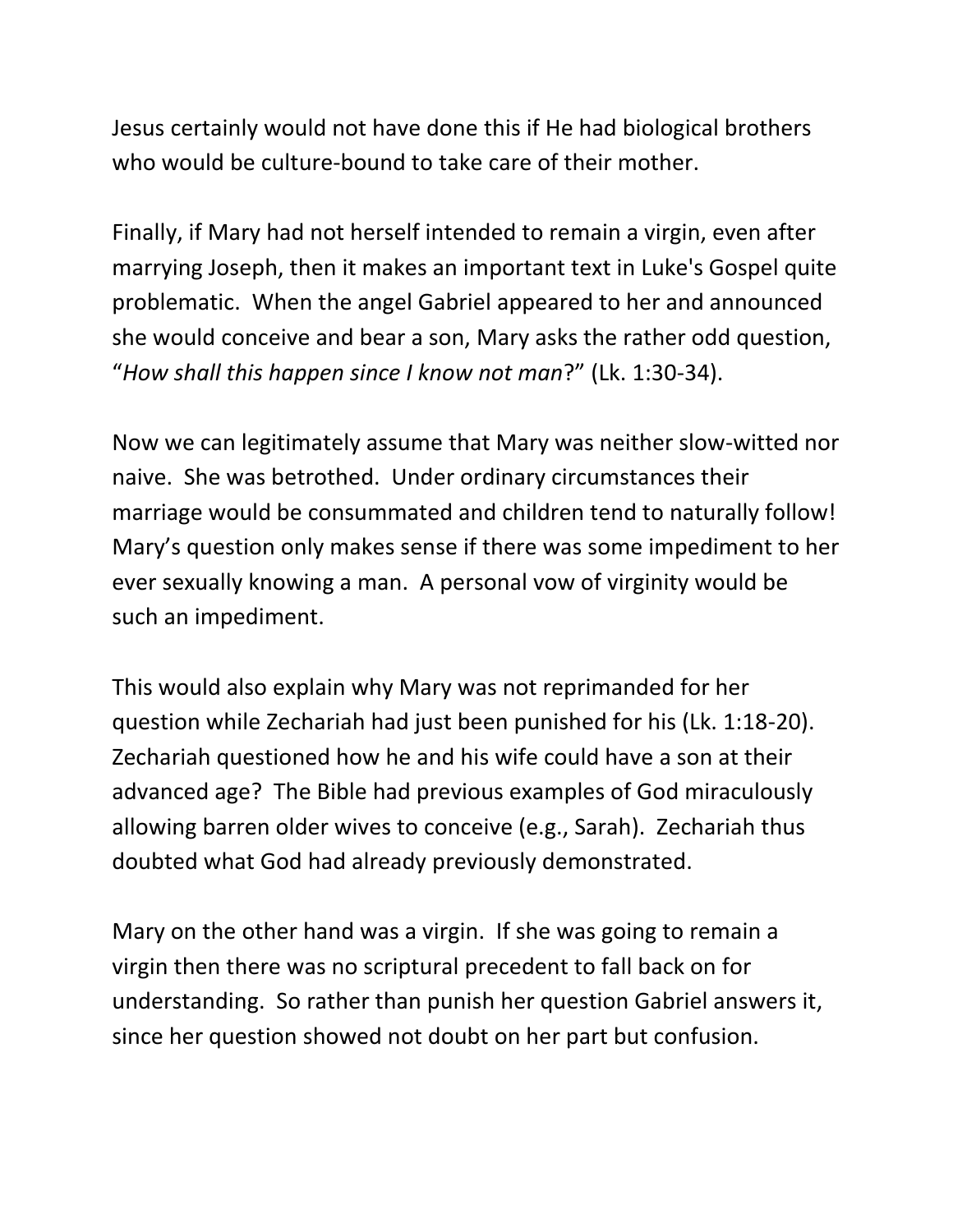Jesus certainly would not have done this if He had biological brothers who would be culture-bound to take care of their mother.

Finally, if Mary had not herself intended to remain a virgin, even after marrying Joseph, then it makes an important text in Luke's Gospel quite problematic. When the angel Gabriel appeared to her and announced she would conceive and bear a son, Mary asks the rather odd question, "*How shall this happen since I know not man*?" (Lk. 1:30-34).

Now we can legitimately assume that Mary was neither slow-witted nor naive. She was betrothed. Under ordinary circumstances their marriage would be consummated and children tend to naturally follow! Mary's question only makes sense if there was some impediment to her ever sexually knowing a man. A personal vow of virginity would be such an impediment.

This would also explain why Mary was not reprimanded for her question while Zechariah had just been punished for his (Lk. 1:18-20). Zechariah questioned how he and his wife could have a son at their advanced age? The Bible had previous examples of God miraculously allowing barren older wives to conceive (e.g., Sarah). Zechariah thus doubted what God had already previously demonstrated.

Mary on the other hand was a virgin. If she was going to remain a virgin then there was no scriptural precedent to fall back on for understanding. So rather than punish her question Gabriel answers it, since her question showed not doubt on her part but confusion.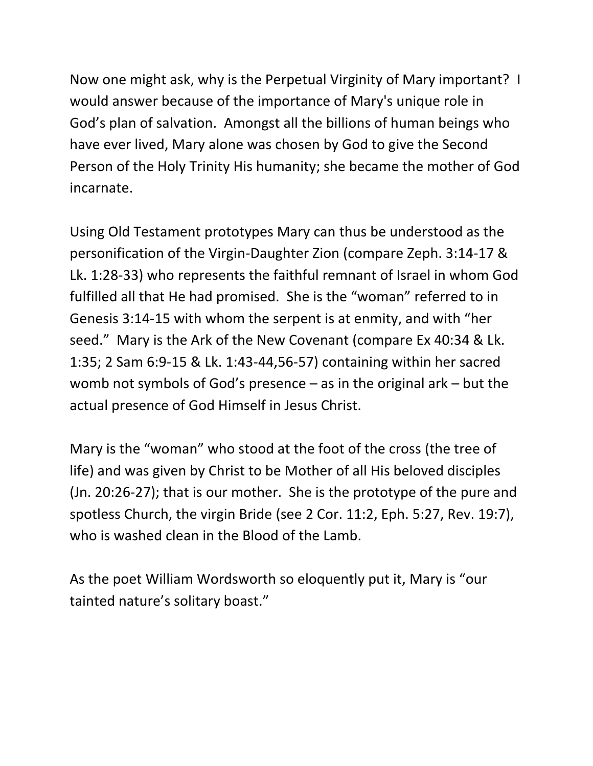Now one might ask, why is the Perpetual Virginity of Mary important? I would answer because of the importance of Mary's unique role in God's plan of salvation. Amongst all the billions of human beings who have ever lived, Mary alone was chosen by God to give the Second Person of the Holy Trinity His humanity; she became the mother of God incarnate.

Using Old Testament prototypes Mary can thus be understood as the personification of the Virgin-Daughter Zion (compare Zeph. 3:14-17 & Lk. 1:28-33) who represents the faithful remnant of Israel in whom God fulfilled all that He had promised. She is the "woman" referred to in Genesis 3:14-15 with whom the serpent is at enmity, and with "her seed." Mary is the Ark of the New Covenant (compare Ex 40:34 & Lk. 1:35; 2 Sam 6:9-15 & Lk. 1:43-44,56-57) containing within her sacred womb not symbols of God's presence – as in the original ark – but the actual presence of God Himself in Jesus Christ.

Mary is the "woman" who stood at the foot of the cross (the tree of life) and was given by Christ to be Mother of all His beloved disciples (Jn. 20:26-27); that is our mother. She is the prototype of the pure and spotless Church, the virgin Bride (see 2 Cor. 11:2, Eph. 5:27, Rev. 19:7), who is washed clean in the Blood of the Lamb.

As the poet William Wordsworth so eloquently put it, Mary is "our tainted nature's solitary boast."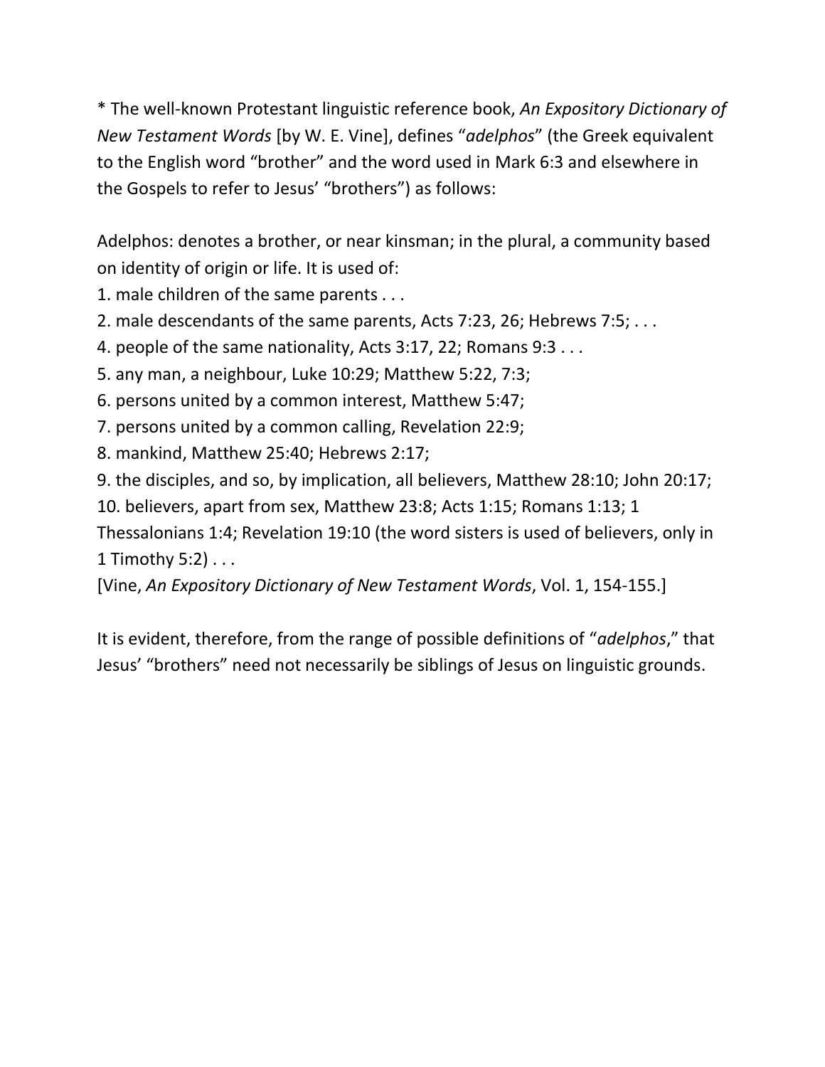* The well-known Protestant linguistic reference book, *An Expository Dictionary of New Testament Words* [by W. E. Vine], defines "*adelphos*" (the Greek equivalent to the English word "brother" and the word used in Mark 6:3 and elsewhere in the Gospels to refer to Jesus' "brothers") as follows:

Adelphos: denotes a brother, or near kinsman; in the plural, a community based on identity of origin or life. It is used of:

1. male children of the same parents . . .
2. male descendants of the same parents, Acts 7:23, 26; Hebrews 7:5; . . .
4. people of the same nationality, Acts 3:17, 22; Romans 9:3 . . .
5. any man, a neighbour, Luke 10:29; Matthew 5:22, 7:3;
6. persons united by a common interest, Matthew 5:47;
7. persons united by a common calling, Revelation 22:9;
8. mankind, Matthew 25:40; Hebrews 2:17;
9. the disciples, and so, by implication, all believers, Matthew 28:10; John 20:17;
10. believers, apart from sex, Matthew 23:8; Acts 1:15; Romans 1:13; 1 Thessalonians 1:4; Revelation 19:10 (the word sisters is used of believers, only in 1 Timothy 5:2) . . .

[Vine, *An Expository Dictionary of New Testament Words*, Vol. 1, 154-155.]

It is evident, therefore, from the range of possible definitions of "*adelphos*," that Jesus' "brothers" need not necessarily be siblings of Jesus on linguistic grounds.